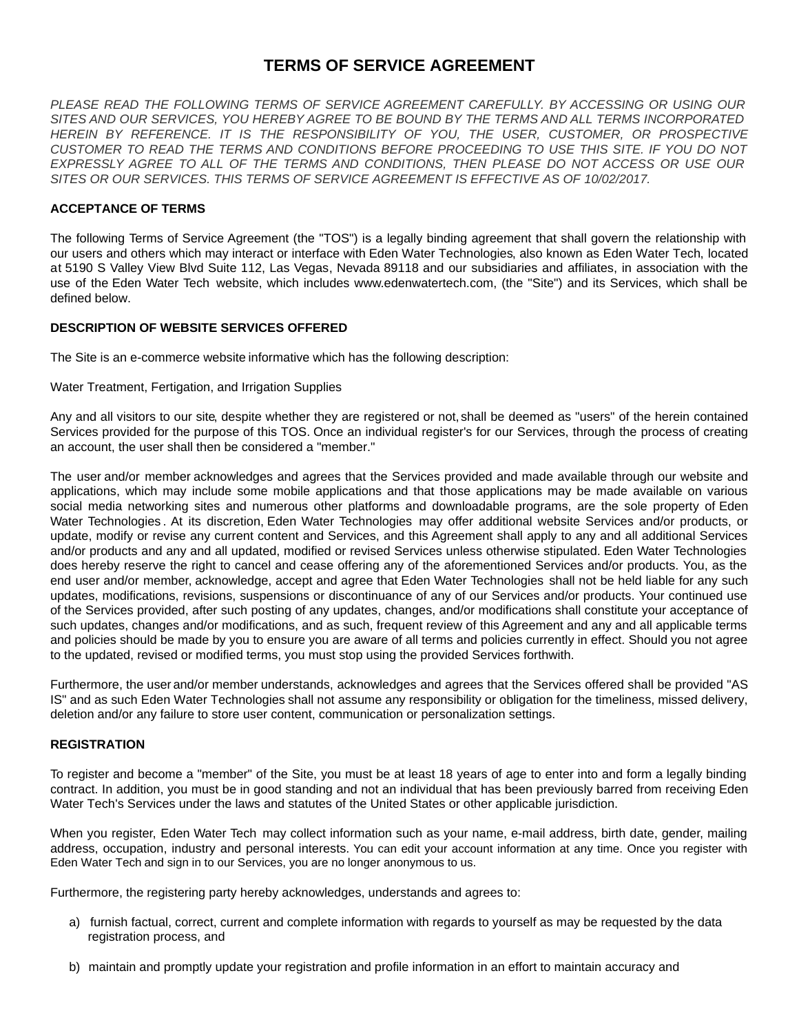# TERMS OF SERVICE AGREEMENT

*PLEASE READ THE FOLLOWING TERMS OF SERVICE AGREEMENT CAREFULLY. BY ACCESSING OR USING OUR SITES AND OUR SERVICES, YOU HEREBY AGREE TO BE BOUND BY THE TERMS AND ALL TERMS INCORPORATED HEREIN BY REFERENCE. IT IS THE RESPONSIBILITY OF YOU, THE USER, CUSTOMER, OR PROSPECTIVE CUSTOMER TO READ THE TERMS AND CONDITIONS BEFORE PROCEEDING TO USE THIS SITE. IF YOU DO NOT EXPRESSLY AGREE TO ALL OF THE TERMS AND CONDITIONS, THEN PLEASE DO NOT ACCESS OR USE OUR SITES OR OUR SERVICES. THIS TERMS OF SERVICE AGREEMENT IS EFFECTIVE AS OF 10/02/2017.*

## ACCEPTANCE OF TERMS

The following Terms of Service Agreement (the "TOS") is a legally binding agreement that shall govern the relationship with our users and others which may interact or interface with Eden Water Technologies, also known as Eden Water Tech, located at 5190 S Valley View Blvd Suite 112, Las Vegas, Nevada 89118 and our subsidiaries and affiliates, in association with the use of the Eden Water Tech website, which includes www.edenwatertech.com, (the "Site") and its Services, which shall be defined below.

## DESCRIPTION OF WEBSITE SERVICES OFFERED

The Site is an e-commerce website informative which has the following description:

Water Treatment, Fertigation, and Irrigation Supplies

Any and all visitors to our site, despite whether they are registered or not, shall be deemed as "users" of the herein contained Services provided for the purpose of this TOS. Once an individual register's for our Services, through the process of creating an account, the user shall then be considered a "member."

The user and/or member acknowledges and agrees that the Services provided and made available through our website and applications, which may include some mobile applications and that those applications may be made available on various social media networking sites and numerous other platforms and downloadable programs, are the sole property of Eden Water Technologies. At its discretion, Eden Water Technologies may offer additional website Services and/or products, or update, modify or revise any current content and Services, and this Agreement shall apply to any and all additional Services and/or products and any and all updated, modified or revised Services unless otherwise stipulated. Eden Water Technologies does hereby reserve the right to cancel and cease offering any of the aforementioned Services and/or products. You, as the end user and/or member, acknowledge, accept and agree that Eden Water Technologies shall not be held liable for any such updates, modifications, revisions, suspensions or discontinuance of any of our Services and/or products. Your continued use of the Services provided, after such posting of any updates, changes, and/or modifications shall constitute your acceptance of such updates, changes and/or modifications, and as such, frequent review of this Agreement and any and all applicable terms and policies should be made by you to ensure you are aware of all terms and policies currently in effect. Should you not agree to the updated, revised or modified terms, you must stop using the provided Services forthwith.

Furthermore, the user and/or member understands, acknowledges and agrees that the Services offered shall be provided "AS IS" and as such Eden Water Technologies shall not assume any responsibility or obligation for the timeliness, missed delivery, deletion and/or any failure to store user content, communication or personalization settings.

## REGISTRATION

To register and become a "member" of the Site, you must be at least 18 years of age to enter into and form a legally binding contract. In addition, you must be in good standing and not an individual that has been previously barred from receiving Eden Water Tech's Services under the laws and statutes of the United States or other applicable jurisdiction.

When you register, Eden Water Tech may collect information such as your name, e-mail address, birth date, gender, mailing address, occupation, industry and personal interests. You can edit your account information at any time. Once you register with Eden Water Tech and sign in to our Services, you are no longer anonymous to us.

Furthermore, the registering party hereby acknowledges, understands and agrees to:

a) furnish factual, correct, current and complete information with regards to yourself as may be requested by the data registration process, and

b) maintain and promptly update your registration and profile information in an effort to maintain accuracy and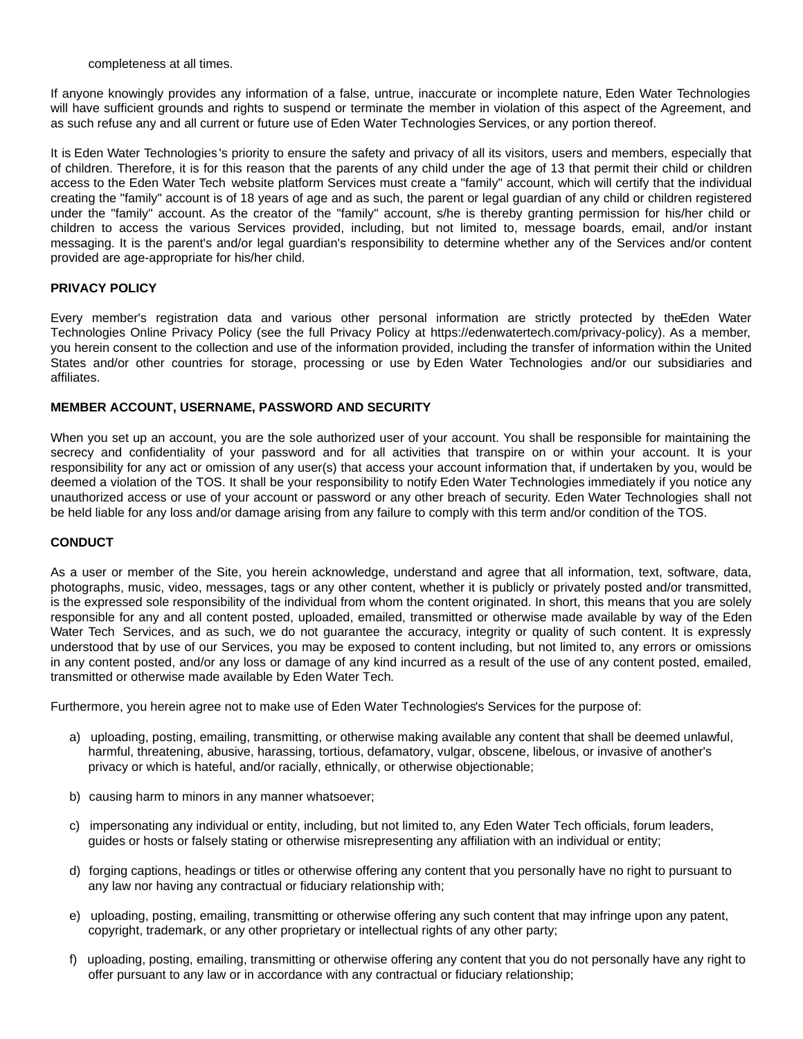completeness at all times.

If anyone knowingly provides any information of a false, untrue, inaccurate or incomplete nature, Eden Water Technologies will have sufficient grounds and rights to suspend or terminate the member in violation of this aspect of the Agreement, and as such refuse any and all current or future use of Eden Water Technologies Services, or any portion thereof.

It is Eden Water Technologies's priority to ensure the safety and privacy of all its visitors, users and members, especially that of children. Therefore, it is for this reason that the parents of any child under the age of 13 that permit their child or children access to the Eden Water Tech website platform Services must create a "family" account, which will certify that the individual creating the "family" account is of 18 years of age and as such, the parent or legal guardian of any child or children registered under the "family" account. As the creator of the "family" account, s/he is thereby granting permission for his/her child or children to access the various Services provided, including, but not limited to, message boards, email, and/or instant messaging. It is the parent's and/or legal guardian's responsibility to determine whether any of the Services and/or content provided are age-appropriate for his/her child.

**PRIVACY POLICY**

Every member's registration data and various other personal information are strictly protected by the Eden Water Technologies Online Privacy Policy (see the full Privacy Policy at https://edenwatertech.com/privacy-policy). As a member, you herein consent to the collection and use of the information provided, including the transfer of information within the United States and/or other countries for storage, processing or use by Eden Water Technologies and/or our subsidiaries and affiliates.

**MEMBER ACCOUNT, USERNAME, PASSWORD AND SECURITY**

When you set up an account, you are the sole authorized user of your account. You shall be responsible for maintaining the secrecy and confidentiality of your password and for all activities that transpire on or within your account. It is your responsibility for any act or omission of any user(s) that access your account information that, if undertaken by you, would be deemed a violation of the TOS. It shall be your responsibility to notify Eden Water Technologies immediately if you notice any unauthorized access or use of your account or password or any other breach of security. Eden Water Technologies shall not be held liable for any loss and/or damage arising from any failure to comply with this term and/or condition of the TOS.

**CONDUCT**

As a user or member of the Site, you herein acknowledge, understand and agree that all information, text, software, data, photographs, music, video, messages, tags or any other content, whether it is publicly or privately posted and/or transmitted, is the expressed sole responsibility of the individual from whom the content originated. In short, this means that you are solely responsible for any and all content posted, uploaded, emailed, transmitted or otherwise made available by way of the Eden Water Tech Services, and as such, we do not guarantee the accuracy, integrity or quality of such content. It is expressly understood that by use of our Services, you may be exposed to content including, but not limited to, any errors or omissions in any content posted, and/or any loss or damage of any kind incurred as a result of the use of any content posted, emailed, transmitted or otherwise made available by Eden Water Tech.

Furthermore, you herein agree not to make use of Eden Water Technologies's Services for the purpose of:

a) uploading, posting, emailing, transmitting, or otherwise making available any content that shall be deemed unlawful, harmful, threatening, abusive, harassing, tortious, defamatory, vulgar, obscene, libelous, or invasive of another's privacy or which is hateful, and/or racially, ethnically, or otherwise objectionable;

b) causing harm to minors in any manner whatsoever;

c) impersonating any individual or entity, including, but not limited to, any Eden Water Tech officials, forum leaders, guides or hosts or falsely stating or otherwise misrepresenting any affiliation with an individual or entity;

d) forging captions, headings or titles or otherwise offering any content that you personally have no right to pursuant to any law nor having any contractual or fiduciary relationship with;

e) uploading, posting, emailing, transmitting or otherwise offering any such content that may infringe upon any patent, copyright, trademark, or any other proprietary or intellectual rights of any other party;

f) uploading, posting, emailing, transmitting or otherwise offering any content that you do not personally have any right to offer pursuant to any law or in accordance with any contractual or fiduciary relationship;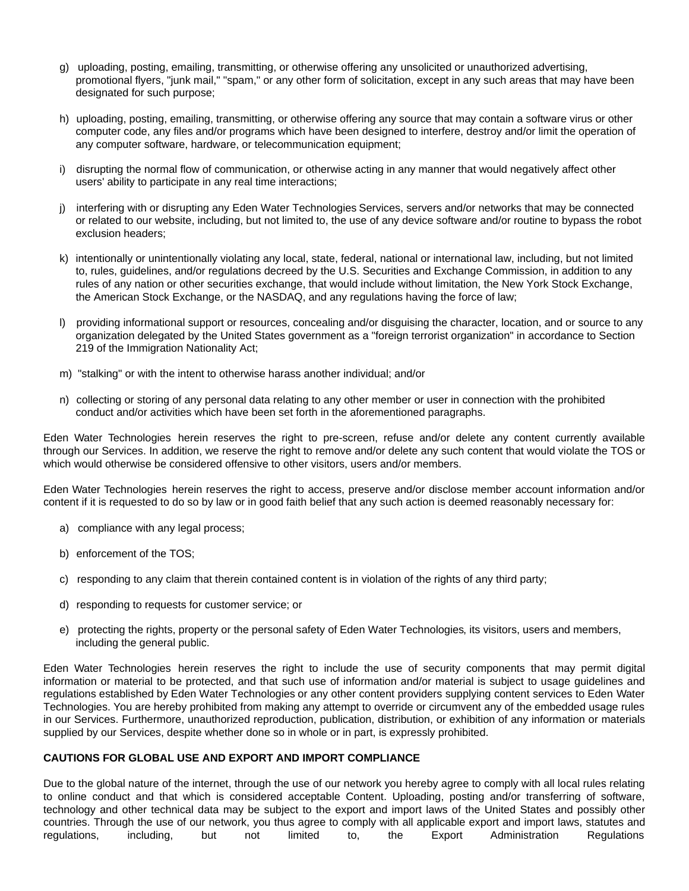g) uploading, posting, emailing, transmitting, or otherwise offering any unsolicited or unauthorized advertising, promotional flyers, "junk mail," "spam," or any other form of solicitation, except in any such areas that may have been designated for such purpose;

h) uploading, posting, emailing, transmitting, or otherwise offering any source that may contain a software virus or other computer code, any files and/or programs which have been designed to interfere, destroy and/or limit the operation of any computer software, hardware, or telecommunication equipment;

i) disrupting the normal flow of communication, or otherwise acting in any manner that would negatively affect other users' ability to participate in any real time interactions;

j) interfering with or disrupting any Eden Water Technologies Services, servers and/or networks that may be connected or related to our website, including, but not limited to, the use of any device software and/or routine to bypass the robot exclusion headers;

k) intentionally or unintentionally violating any local, state, federal, national or international law, including, but not limited to, rules, guidelines, and/or regulations decreed by the U.S. Securities and Exchange Commission, in addition to any rules of any nation or other securities exchange, that would include without limitation, the New York Stock Exchange, the American Stock Exchange, or the NASDAQ, and any regulations having the force of law;

l) providing informational support or resources, concealing and/or disguising the character, location, and or source to any organization delegated by the United States government as a "foreign terrorist organization" in accordance to Section 219 of the Immigration Nationality Act;

m) "stalking" or with the intent to otherwise harass another individual; and/or

n) collecting or storing of any personal data relating to any other member or user in connection with the prohibited conduct and/or activities which have been set forth in the aforementioned paragraphs.

Eden Water Technologies herein reserves the right to pre-screen, refuse and/or delete any content currently available through our Services. In addition, we reserve the right to remove and/or delete any such content that would violate the TOS or which would otherwise be considered offensive to other visitors, users and/or members.

Eden Water Technologies herein reserves the right to access, preserve and/or disclose member account information and/or content if it is requested to do so by law or in good faith belief that any such action is deemed reasonably necessary for:

a) compliance with any legal process;

b) enforcement of the TOS;

c) responding to any claim that therein contained content is in violation of the rights of any third party;

d) responding to requests for customer service; or

e) protecting the rights, property or the personal safety of Eden Water Technologies, its visitors, users and members, including the general public.

Eden Water Technologies herein reserves the right to include the use of security components that may permit digital information or material to be protected, and that such use of information and/or material is subject to usage guidelines and regulations established by Eden Water Technologies or any other content providers supplying content services to Eden Water Technologies. You are hereby prohibited from making any attempt to override or circumvent any of the embedded usage rules in our Services. Furthermore, unauthorized reproduction, publication, distribution, or exhibition of any information or materials supplied by our Services, despite whether done so in whole or in part, is expressly prohibited.

**CAUTIONS FOR GLOBAL USE AND EXPORT AND IMPORT COMPLIANCE**

Due to the global nature of the internet, through the use of our network you hereby agree to comply with all local rules relating to online conduct and that which is considered acceptable Content. Uploading, posting and/or transferring of software, technology and other technical data may be subject to the export and import laws of the United States and possibly other countries. Through the use of our network, you thus agree to comply with all applicable export and import laws, statutes and regulations, including, but not limited to, the Export Administration Regulations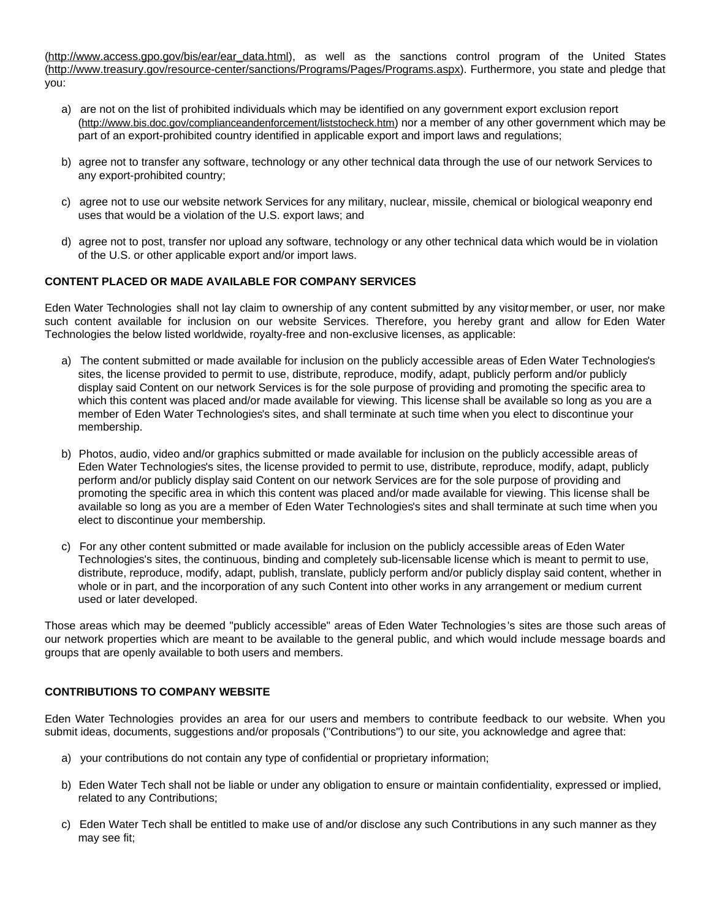(http://www.access.gpo.gov/bis/ear/ear_data.html), as well as the sanctions control program of the United States (http://www.treasury.gov/resource-center/sanctions/Programs/Pages/Programs.aspx). Furthermore, you state and pledge that you:

a) are not on the list of prohibited individuals which may be identified on any government export exclusion report (http://www.bis.doc.gov/complianceandenforcement/liststocheck.htm) nor a member of any other government which may be part of an export-prohibited country identified in applicable export and import laws and regulations;

b) agree not to transfer any software, technology or any other technical data through the use of our network Services to any export-prohibited country;

c) agree not to use our website network Services for any military, nuclear, missile, chemical or biological weaponry end uses that would be a violation of the U.S. export laws; and

d) agree not to post, transfer nor upload any software, technology or any other technical data which would be in violation of the U.S. or other applicable export and/or import laws.

**CONTENT PLACED OR MADE AVAILABLE FOR COMPANY SERVICES**

Eden Water Technologies shall not lay claim to ownership of any content submitted by any visitor, member, or user, nor make such content available for inclusion on our website Services. Therefore, you hereby grant and allow for Eden Water Technologies the below listed worldwide, royalty-free and non-exclusive licenses, as applicable:

a) The content submitted or made available for inclusion on the publicly accessible areas of Eden Water Technologies's sites, the license provided to permit to use, distribute, reproduce, modify, adapt, publicly perform and/or publicly display said Content on our network Services is for the sole purpose of providing and promoting the specific area to which this content was placed and/or made available for viewing. This license shall be available so long as you are a member of Eden Water Technologies's sites, and shall terminate at such time when you elect to discontinue your membership.

b) Photos, audio, video and/or graphics submitted or made available for inclusion on the publicly accessible areas of Eden Water Technologies's sites, the license provided to permit to use, distribute, reproduce, modify, adapt, publicly perform and/or publicly display said Content on our network Services are for the sole purpose of providing and promoting the specific area in which this content was placed and/or made available for viewing. This license shall be available so long as you are a member of Eden Water Technologies's sites and shall terminate at such time when you elect to discontinue your membership.

c) For any other content submitted or made available for inclusion on the publicly accessible areas of Eden Water Technologies's sites, the continuous, binding and completely sub-licensable license which is meant to permit to use, distribute, reproduce, modify, adapt, publish, translate, publicly perform and/or publicly display said content, whether in whole or in part, and the incorporation of any such Content into other works in any arrangement or medium current used or later developed.

Those areas which may be deemed "publicly accessible" areas of Eden Water Technologies's sites are those such areas of our network properties which are meant to be available to the general public, and which would include message boards and groups that are openly available to both users and members.

**CONTRIBUTIONS TO COMPANY WEBSITE**

Eden Water Technologies provides an area for our users and members to contribute feedback to our website. When you submit ideas, documents, suggestions and/or proposals ("Contributions") to our site, you acknowledge and agree that:

a) your contributions do not contain any type of confidential or proprietary information;

b) Eden Water Tech shall not be liable or under any obligation to ensure or maintain confidentiality, expressed or implied, related to any Contributions;

c) Eden Water Tech shall be entitled to make use of and/or disclose any such Contributions in any such manner as they may see fit;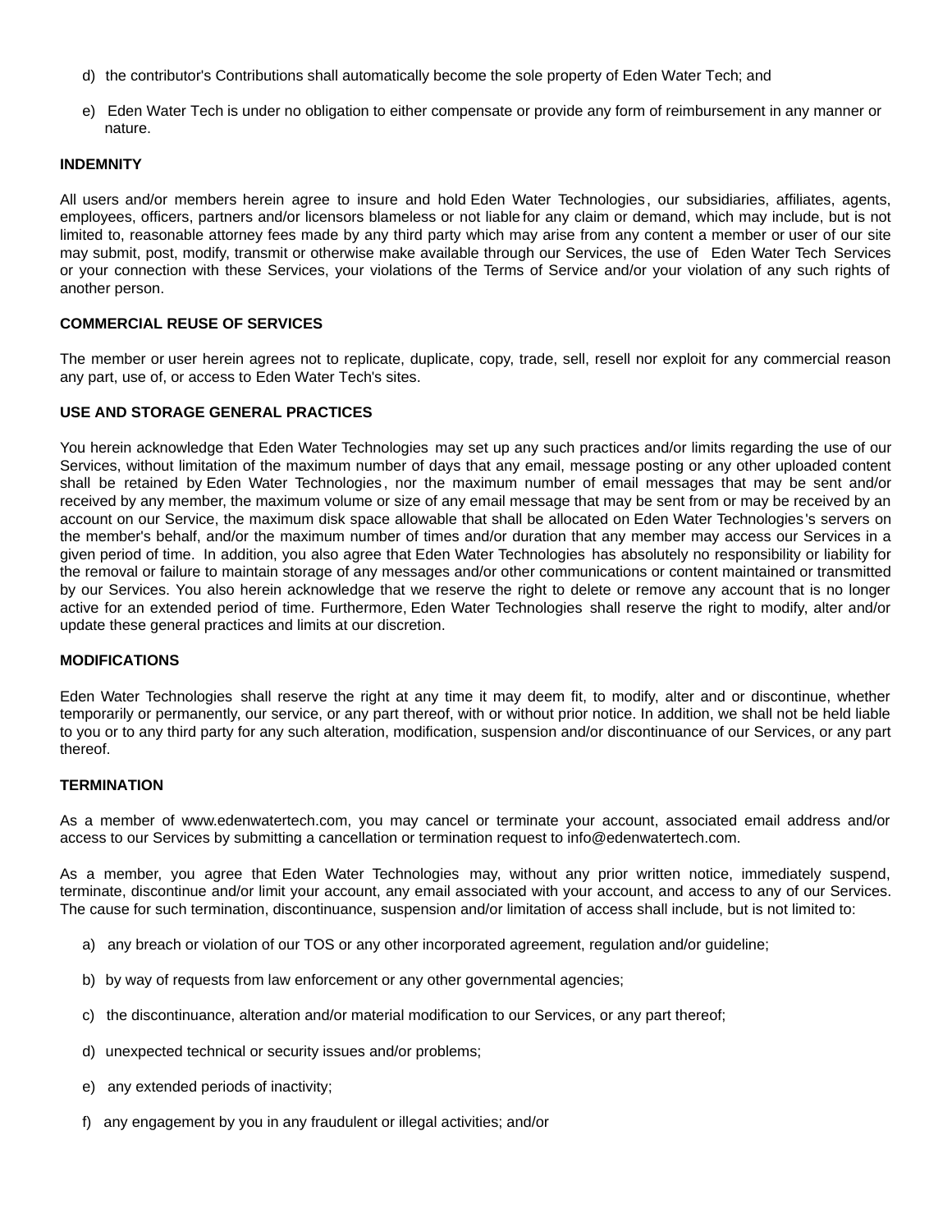d) the contributor's Contributions shall automatically become the sole property of Eden Water Tech; and

e) Eden Water Tech is under no obligation to either compensate or provide any form of reimbursement in any manner or nature.

**INDEMNITY**

All users and/or members herein agree to insure and hold Eden Water Technologies, our subsidiaries, affiliates, agents, employees, officers, partners and/or licensors blameless or not liable for any claim or demand, which may include, but is not limited to, reasonable attorney fees made by any third party which may arise from any content a member or user of our site may submit, post, modify, transmit or otherwise make available through our Services, the use of Eden Water Tech Services or your connection with these Services, your violations of the Terms of Service and/or your violation of any such rights of another person.

**COMMERCIAL REUSE OF SERVICES**

The member or user herein agrees not to replicate, duplicate, copy, trade, sell, resell nor exploit for any commercial reason any part, use of, or access to Eden Water Tech's sites.

**USE AND STORAGE GENERAL PRACTICES**

You herein acknowledge that Eden Water Technologies may set up any such practices and/or limits regarding the use of our Services, without limitation of the maximum number of days that any email, message posting or any other uploaded content shall be retained by Eden Water Technologies, nor the maximum number of email messages that may be sent and/or received by any member, the maximum volume or size of any email message that may be sent from or may be received by an account on our Service, the maximum disk space allowable that shall be allocated on Eden Water Technologies's servers on the member's behalf, and/or the maximum number of times and/or duration that any member may access our Services in a given period of time. In addition, you also agree that Eden Water Technologies has absolutely no responsibility or liability for the removal or failure to maintain storage of any messages and/or other communications or content maintained or transmitted by our Services. You also herein acknowledge that we reserve the right to delete or remove any account that is no longer active for an extended period of time. Furthermore, Eden Water Technologies shall reserve the right to modify, alter and/or update these general practices and limits at our discretion.

**MODIFICATIONS**

Eden Water Technologies shall reserve the right at any time it may deem fit, to modify, alter and or discontinue, whether temporarily or permanently, our service, or any part thereof, with or without prior notice. In addition, we shall not be held liable to you or to any third party for any such alteration, modification, suspension and/or discontinuance of our Services, or any part thereof.

**TERMINATION**

As a member of www.edenwatertech.com, you may cancel or terminate your account, associated email address and/or access to our Services by submitting a cancellation or termination request to info@edenwatertech.com.

As a member, you agree that Eden Water Technologies may, without any prior written notice, immediately suspend, terminate, discontinue and/or limit your account, any email associated with your account, and access to any of our Services. The cause for such termination, discontinuance, suspension and/or limitation of access shall include, but is not limited to:

a) any breach or violation of our TOS or any other incorporated agreement, regulation and/or guideline;

b) by way of requests from law enforcement or any other governmental agencies;

c) the discontinuance, alteration and/or material modification to our Services, or any part thereof;

d) unexpected technical or security issues and/or problems;

e) any extended periods of inactivity;

f) any engagement by you in any fraudulent or illegal activities; and/or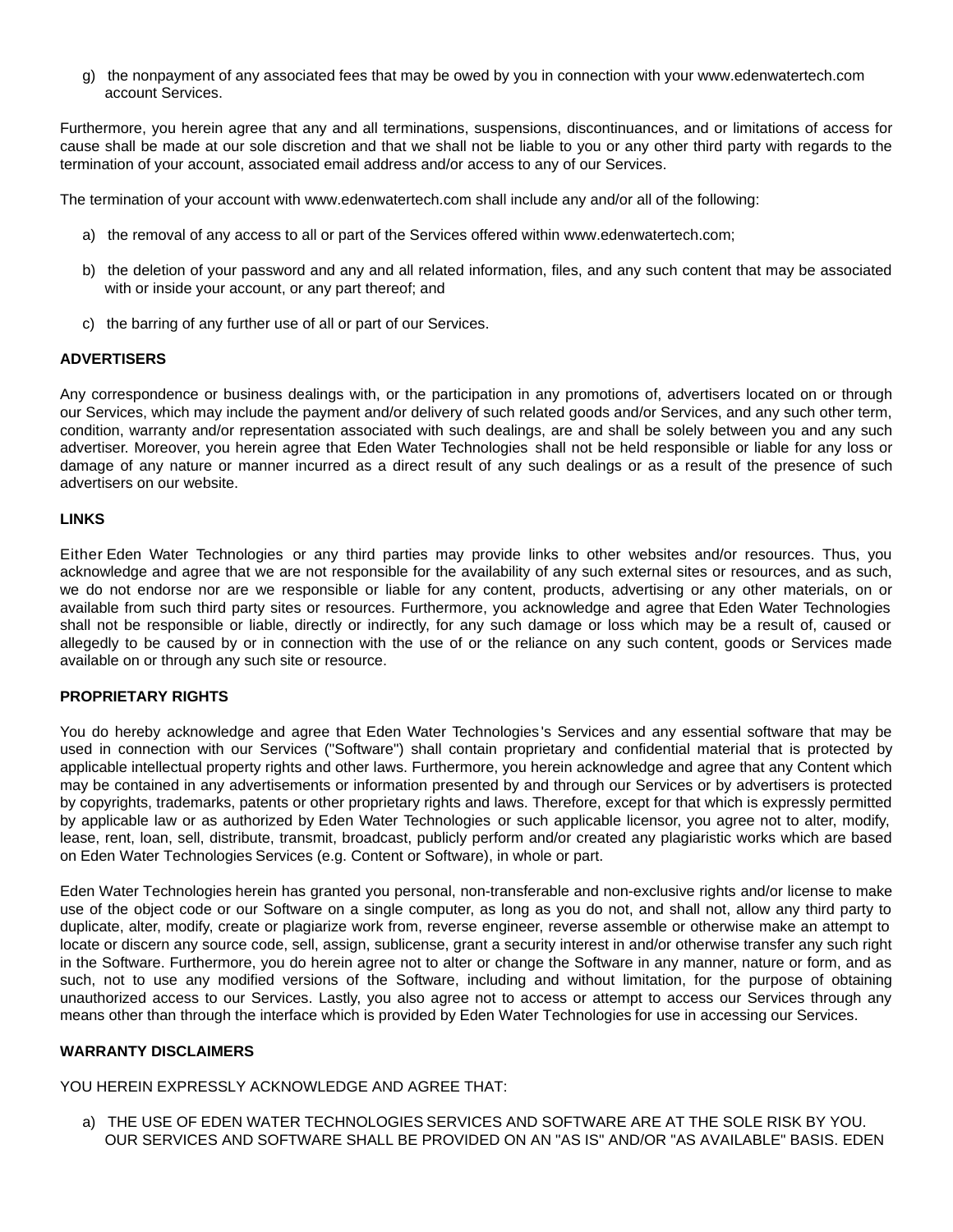g) the nonpayment of any associated fees that may be owed by you in connection with your www.edenwatertech.com account Services.

Furthermore, you herein agree that any and all terminations, suspensions, discontinuances, and or limitations of access for cause shall be made at our sole discretion and that we shall not be liable to you or any other third party with regards to the termination of your account, associated email address and/or access to any of our Services.

The termination of your account with www.edenwatertech.com shall include any and/or all of the following:

a) the removal of any access to all or part of the Services offered within www.edenwatertech.com;

b) the deletion of your password and any and all related information, files, and any such content that may be associated with or inside your account, or any part thereof; and

c) the barring of any further use of all or part of our Services.

**ADVERTISERS**

Any correspondence or business dealings with, or the participation in any promotions of, advertisers located on or through our Services, which may include the payment and/or delivery of such related goods and/or Services, and any such other term, condition, warranty and/or representation associated with such dealings, are and shall be solely between you and any such advertiser. Moreover, you herein agree that Eden Water Technologies shall not be held responsible or liable for any loss or damage of any nature or manner incurred as a direct result of any such dealings or as a result of the presence of such advertisers on our website.

**LINKS**

Either Eden Water Technologies or any third parties may provide links to other websites and/or resources. Thus, you acknowledge and agree that we are not responsible for the availability of any such external sites or resources, and as such, we do not endorse nor are we responsible or liable for any content, products, advertising or any other materials, on or available from such third party sites or resources. Furthermore, you acknowledge and agree that Eden Water Technologies shall not be responsible or liable, directly or indirectly, for any such damage or loss which may be a result of, caused or allegedly to be caused by or in connection with the use of or the reliance on any such content, goods or Services made available on or through any such site or resource.

**PROPRIETARY RIGHTS**

You do hereby acknowledge and agree that Eden Water Technologies's Services and any essential software that may be used in connection with our Services ("Software") shall contain proprietary and confidential material that is protected by applicable intellectual property rights and other laws. Furthermore, you herein acknowledge and agree that any Content which may be contained in any advertisements or information presented by and through our Services or by advertisers is protected by copyrights, trademarks, patents or other proprietary rights and laws. Therefore, except for that which is expressly permitted by applicable law or as authorized by Eden Water Technologies or such applicable licensor, you agree not to alter, modify, lease, rent, loan, sell, distribute, transmit, broadcast, publicly perform and/or created any plagiaristic works which are based on Eden Water Technologies Services (e.g. Content or Software), in whole or part.

Eden Water Technologies herein has granted you personal, non-transferable and non-exclusive rights and/or license to make use of the object code or our Software on a single computer, as long as you do not, and shall not, allow any third party to duplicate, alter, modify, create or plagiarize work from, reverse engineer, reverse assemble or otherwise make an attempt to locate or discern any source code, sell, assign, sublicense, grant a security interest in and/or otherwise transfer any such right in the Software. Furthermore, you do herein agree not to alter or change the Software in any manner, nature or form, and as such, not to use any modified versions of the Software, including and without limitation, for the purpose of obtaining unauthorized access to our Services. Lastly, you also agree not to access or attempt to access our Services through any means other than through the interface which is provided by Eden Water Technologies for use in accessing our Services.

**WARRANTY DISCLAIMERS**

YOU HEREIN EXPRESSLY ACKNOWLEDGE AND AGREE THAT:

a) THE USE OF EDEN WATER TECHNOLOGIES SERVICES AND SOFTWARE ARE AT THE SOLE RISK BY YOU. OUR SERVICES AND SOFTWARE SHALL BE PROVIDED ON AN "AS IS" AND/OR "AS AVAILABLE" BASIS. EDEN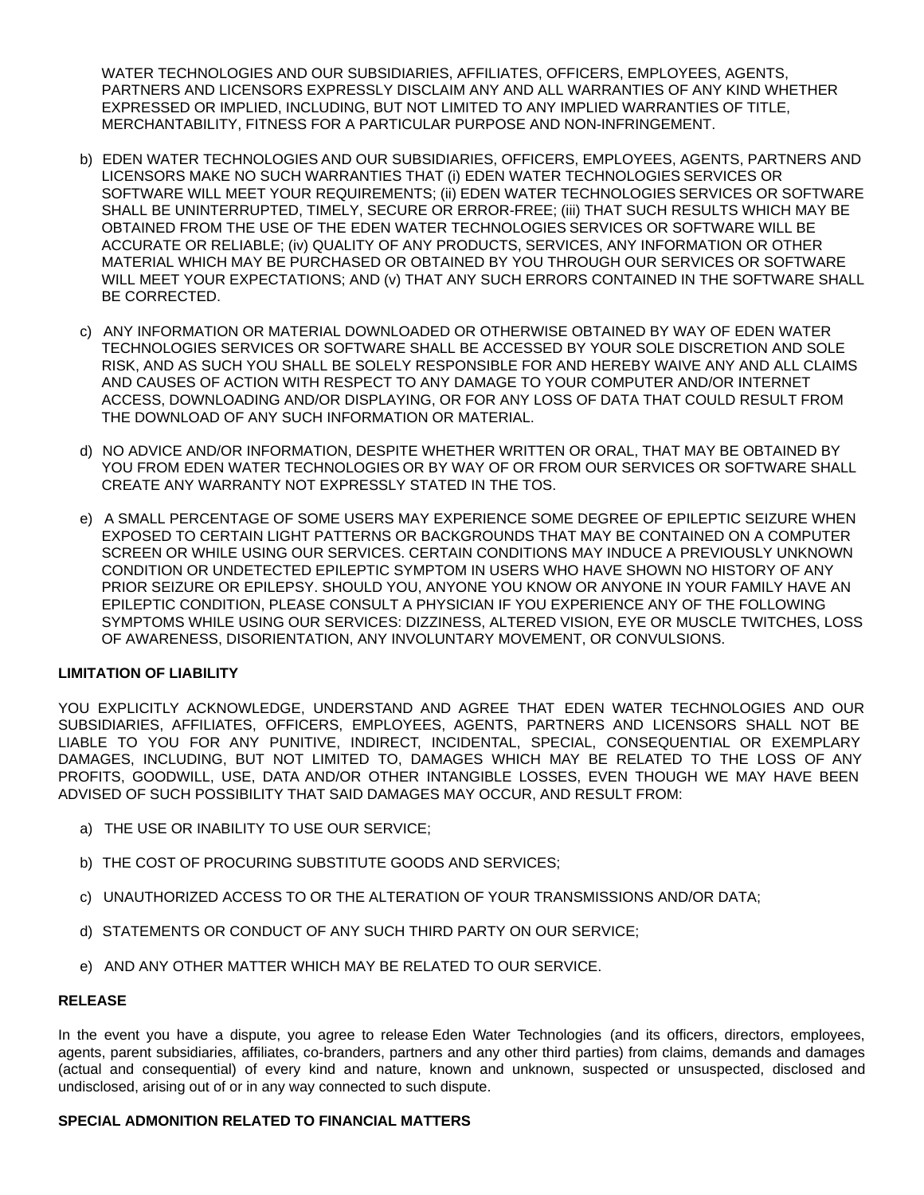WATER TECHNOLOGIES AND OUR SUBSIDIARIES, AFFILIATES, OFFICERS, EMPLOYEES, AGENTS, PARTNERS AND LICENSORS EXPRESSLY DISCLAIM ANY AND ALL WARRANTIES OF ANY KIND WHETHER EXPRESSED OR IMPLIED, INCLUDING, BUT NOT LIMITED TO ANY IMPLIED WARRANTIES OF TITLE, MERCHANTABILITY, FITNESS FOR A PARTICULAR PURPOSE AND NON-INFRINGEMENT.

b) EDEN WATER TECHNOLOGIES AND OUR SUBSIDIARIES, OFFICERS, EMPLOYEES, AGENTS, PARTNERS AND LICENSORS MAKE NO SUCH WARRANTIES THAT (i) EDEN WATER TECHNOLOGIES SERVICES OR SOFTWARE WILL MEET YOUR REQUIREMENTS; (ii) EDEN WATER TECHNOLOGIES SERVICES OR SOFTWARE SHALL BE UNINTERRUPTED, TIMELY, SECURE OR ERROR-FREE; (iii) THAT SUCH RESULTS WHICH MAY BE OBTAINED FROM THE USE OF THE EDEN WATER TECHNOLOGIES SERVICES OR SOFTWARE WILL BE ACCURATE OR RELIABLE; (iv) QUALITY OF ANY PRODUCTS, SERVICES, ANY INFORMATION OR OTHER MATERIAL WHICH MAY BE PURCHASED OR OBTAINED BY YOU THROUGH OUR SERVICES OR SOFTWARE WILL MEET YOUR EXPECTATIONS; AND (v) THAT ANY SUCH ERRORS CONTAINED IN THE SOFTWARE SHALL BE CORRECTED.

c) ANY INFORMATION OR MATERIAL DOWNLOADED OR OTHERWISE OBTAINED BY WAY OF EDEN WATER TECHNOLOGIES SERVICES OR SOFTWARE SHALL BE ACCESSED BY YOUR SOLE DISCRETION AND SOLE RISK, AND AS SUCH YOU SHALL BE SOLELY RESPONSIBLE FOR AND HEREBY WAIVE ANY AND ALL CLAIMS AND CAUSES OF ACTION WITH RESPECT TO ANY DAMAGE TO YOUR COMPUTER AND/OR INTERNET ACCESS, DOWNLOADING AND/OR DISPLAYING, OR FOR ANY LOSS OF DATA THAT COULD RESULT FROM THE DOWNLOAD OF ANY SUCH INFORMATION OR MATERIAL.

d) NO ADVICE AND/OR INFORMATION, DESPITE WHETHER WRITTEN OR ORAL, THAT MAY BE OBTAINED BY YOU FROM EDEN WATER TECHNOLOGIES OR BY WAY OF OR FROM OUR SERVICES OR SOFTWARE SHALL CREATE ANY WARRANTY NOT EXPRESSLY STATED IN THE TOS.

e) A SMALL PERCENTAGE OF SOME USERS MAY EXPERIENCE SOME DEGREE OF EPILEPTIC SEIZURE WHEN EXPOSED TO CERTAIN LIGHT PATTERNS OR BACKGROUNDS THAT MAY BE CONTAINED ON A COMPUTER SCREEN OR WHILE USING OUR SERVICES. CERTAIN CONDITIONS MAY INDUCE A PREVIOUSLY UNKNOWN CONDITION OR UNDETECTED EPILEPTIC SYMPTOM IN USERS WHO HAVE SHOWN NO HISTORY OF ANY PRIOR SEIZURE OR EPILEPSY. SHOULD YOU, ANYONE YOU KNOW OR ANYONE IN YOUR FAMILY HAVE AN EPILEPTIC CONDITION, PLEASE CONSULT A PHYSICIAN IF YOU EXPERIENCE ANY OF THE FOLLOWING SYMPTOMS WHILE USING OUR SERVICES: DIZZINESS, ALTERED VISION, EYE OR MUSCLE TWITCHES, LOSS OF AWARENESS, DISORIENTATION, ANY INVOLUNTARY MOVEMENT, OR CONVULSIONS.

**LIMITATION OF LIABILITY**

YOU EXPLICITLY ACKNOWLEDGE, UNDERSTAND AND AGREE THAT EDEN WATER TECHNOLOGIES AND OUR SUBSIDIARIES, AFFILIATES, OFFICERS, EMPLOYEES, AGENTS, PARTNERS AND LICENSORS SHALL NOT BE LIABLE TO YOU FOR ANY PUNITIVE, INDIRECT, INCIDENTAL, SPECIAL, CONSEQUENTIAL OR EXEMPLARY DAMAGES, INCLUDING, BUT NOT LIMITED TO, DAMAGES WHICH MAY BE RELATED TO THE LOSS OF ANY PROFITS, GOODWILL, USE, DATA AND/OR OTHER INTANGIBLE LOSSES, EVEN THOUGH WE MAY HAVE BEEN ADVISED OF SUCH POSSIBILITY THAT SAID DAMAGES MAY OCCUR, AND RESULT FROM:

a) THE USE OR INABILITY TO USE OUR SERVICE;

b) THE COST OF PROCURING SUBSTITUTE GOODS AND SERVICES;

c) UNAUTHORIZED ACCESS TO OR THE ALTERATION OF YOUR TRANSMISSIONS AND/OR DATA;

d) STATEMENTS OR CONDUCT OF ANY SUCH THIRD PARTY ON OUR SERVICE;

e) AND ANY OTHER MATTER WHICH MAY BE RELATED TO OUR SERVICE.

**RELEASE**

In the event you have a dispute, you agree to release Eden Water Technologies (and its officers, directors, employees, agents, parent subsidiaries, affiliates, co-branders, partners and any other third parties) from claims, demands and damages (actual and consequential) of every kind and nature, known and unknown, suspected or unsuspected, disclosed and undisclosed, arising out of or in any way connected to such dispute.

**SPECIAL ADMONITION RELATED TO FINANCIAL MATTERS**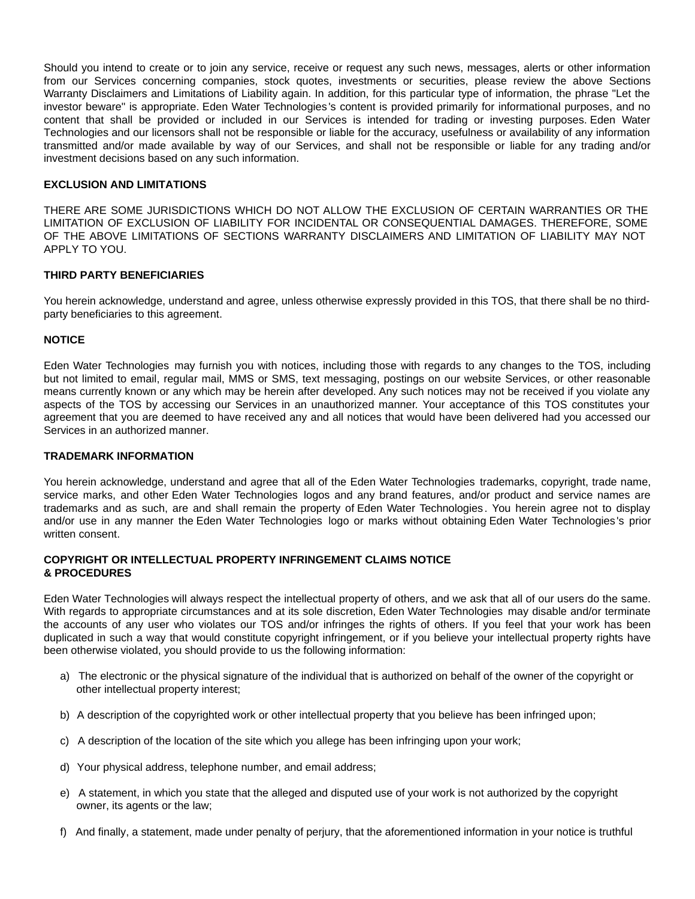Should you intend to create or to join any service, receive or request any such news, messages, alerts or other information from our Services concerning companies, stock quotes, investments or securities, please review the above Sections Warranty Disclaimers and Limitations of Liability again. In addition, for this particular type of information, the phrase "Let the investor beware" is appropriate. Eden Water Technologies's content is provided primarily for informational purposes, and no content that shall be provided or included in our Services is intended for trading or investing purposes. Eden Water Technologies and our licensors shall not be responsible or liable for the accuracy, usefulness or availability of any information transmitted and/or made available by way of our Services, and shall not be responsible or liable for any trading and/or investment decisions based on any such information.

**EXCLUSION AND LIMITATIONS**

THERE ARE SOME JURISDICTIONS WHICH DO NOT ALLOW THE EXCLUSION OF CERTAIN WARRANTIES OR THE LIMITATION OF EXCLUSION OF LIABILITY FOR INCIDENTAL OR CONSEQUENTIAL DAMAGES. THEREFORE, SOME OF THE ABOVE LIMITATIONS OF SECTIONS WARRANTY DISCLAIMERS AND LIMITATION OF LIABILITY MAY NOT APPLY TO YOU.

**THIRD PARTY BENEFICIARIES**

You herein acknowledge, understand and agree, unless otherwise expressly provided in this TOS, that there shall be no third-party beneficiaries to this agreement.

**NOTICE**

Eden Water Technologies may furnish you with notices, including those with regards to any changes to the TOS, including but not limited to email, regular mail, MMS or SMS, text messaging, postings on our website Services, or other reasonable means currently known or any which may be herein after developed. Any such notices may not be received if you violate any aspects of the TOS by accessing our Services in an unauthorized manner. Your acceptance of this TOS constitutes your agreement that you are deemed to have received any and all notices that would have been delivered had you accessed our Services in an authorized manner.

**TRADEMARK INFORMATION**

You herein acknowledge, understand and agree that all of the Eden Water Technologies trademarks, copyright, trade name, service marks, and other Eden Water Technologies logos and any brand features, and/or product and service names are trademarks and as such, are and shall remain the property of Eden Water Technologies. You herein agree not to display and/or use in any manner the Eden Water Technologies logo or marks without obtaining Eden Water Technologies's prior written consent.

**COPYRIGHT OR INTELLECTUAL PROPERTY INFRINGEMENT CLAIMS NOTICE & PROCEDURES**

Eden Water Technologies will always respect the intellectual property of others, and we ask that all of our users do the same. With regards to appropriate circumstances and at its sole discretion, Eden Water Technologies may disable and/or terminate the accounts of any user who violates our TOS and/or infringes the rights of others. If you feel that your work has been duplicated in such a way that would constitute copyright infringement, or if you believe your intellectual property rights have been otherwise violated, you should provide to us the following information:

a) The electronic or the physical signature of the individual that is authorized on behalf of the owner of the copyright or other intellectual property interest;

b) A description of the copyrighted work or other intellectual property that you believe has been infringed upon;

c) A description of the location of the site which you allege has been infringing upon your work;

d) Your physical address, telephone number, and email address;

e) A statement, in which you state that the alleged and disputed use of your work is not authorized by the copyright owner, its agents or the law;

f) And finally, a statement, made under penalty of perjury, that the aforementioned information in your notice is truthful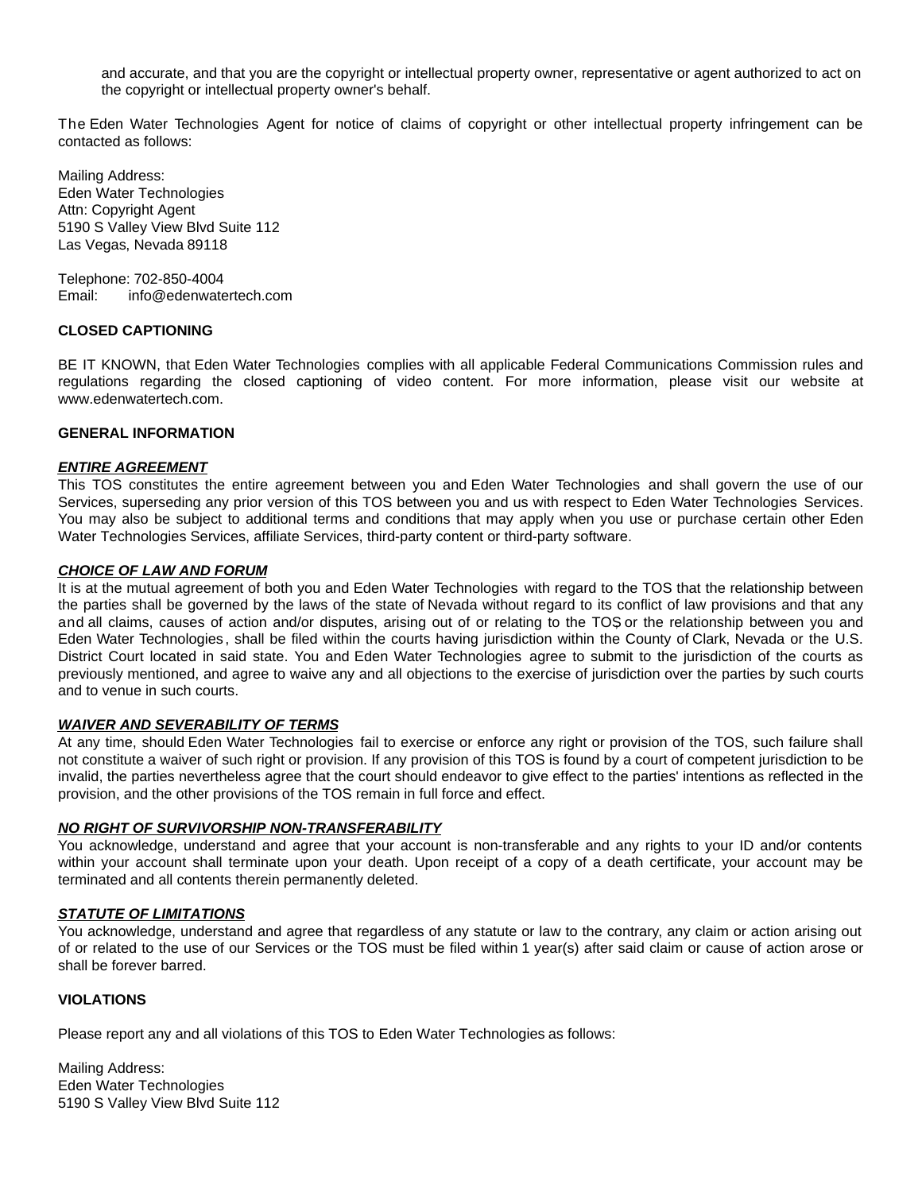and accurate, and that you are the copyright or intellectual property owner, representative or agent authorized to act on the copyright or intellectual property owner's behalf.

The Eden Water Technologies Agent for notice of claims of copyright or other intellectual property infringement can be contacted as follows:

Mailing Address:
Eden Water Technologies
Attn: Copyright Agent
5190 S Valley View Blvd Suite 112
Las Vegas, Nevada 89118

Telephone: 702-850-4004
Email: info@edenwatertech.com

**CLOSED CAPTIONING**

BE IT KNOWN, that Eden Water Technologies complies with all applicable Federal Communications Commission rules and regulations regarding the closed captioning of video content. For more information, please visit our website at www.edenwatertech.com.

**GENERAL INFORMATION**

***ENTIRE AGREEMENT***

This TOS constitutes the entire agreement between you and Eden Water Technologies and shall govern the use of our Services, superseding any prior version of this TOS between you and us with respect to Eden Water Technologies Services. You may also be subject to additional terms and conditions that may apply when you use or purchase certain other Eden Water Technologies Services, affiliate Services, third-party content or third-party software.

***CHOICE OF LAW AND FORUM***

It is at the mutual agreement of both you and Eden Water Technologies with regard to the TOS that the relationship between the parties shall be governed by the laws of the state of Nevada without regard to its conflict of law provisions and that any and all claims, causes of action and/or disputes, arising out of or relating to the TOS, or the relationship between you and Eden Water Technologies, shall be filed within the courts having jurisdiction within the County of Clark, Nevada or the U.S. District Court located in said state. You and Eden Water Technologies agree to submit to the jurisdiction of the courts as previously mentioned, and agree to waive any and all objections to the exercise of jurisdiction over the parties by such courts and to venue in such courts.

***WAIVER AND SEVERABILITY OF TERMS***

At any time, should Eden Water Technologies fail to exercise or enforce any right or provision of the TOS, such failure shall not constitute a waiver of such right or provision. If any provision of this TOS is found by a court of competent jurisdiction to be invalid, the parties nevertheless agree that the court should endeavor to give effect to the parties' intentions as reflected in the provision, and the other provisions of the TOS remain in full force and effect.

***NO RIGHT OF SURVIVORSHIP NON-TRANSFERABILITY***

You acknowledge, understand and agree that your account is non-transferable and any rights to your ID and/or contents within your account shall terminate upon your death. Upon receipt of a copy of a death certificate, your account may be terminated and all contents therein permanently deleted.

***STATUTE OF LIMITATIONS***

You acknowledge, understand and agree that regardless of any statute or law to the contrary, any claim or action arising out of or related to the use of our Services or the TOS must be filed within 1 year(s) after said claim or cause of action arose or shall be forever barred.

**VIOLATIONS**

Please report any and all violations of this TOS to Eden Water Technologies as follows:

Mailing Address:
Eden Water Technologies
5190 S Valley View Blvd Suite 112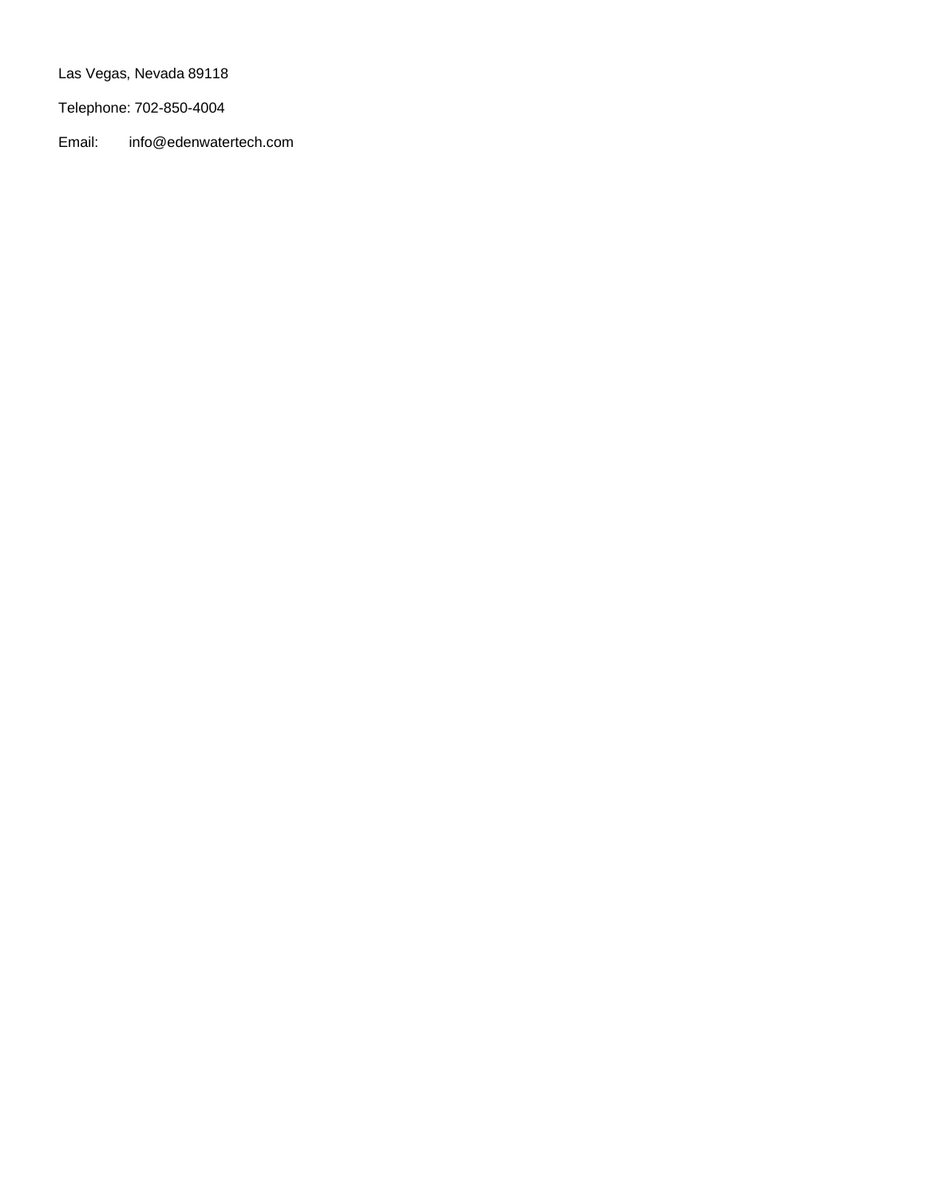Las Vegas, Nevada 89118

Telephone: 702-850-4004

Email: info@edenwatertech.com